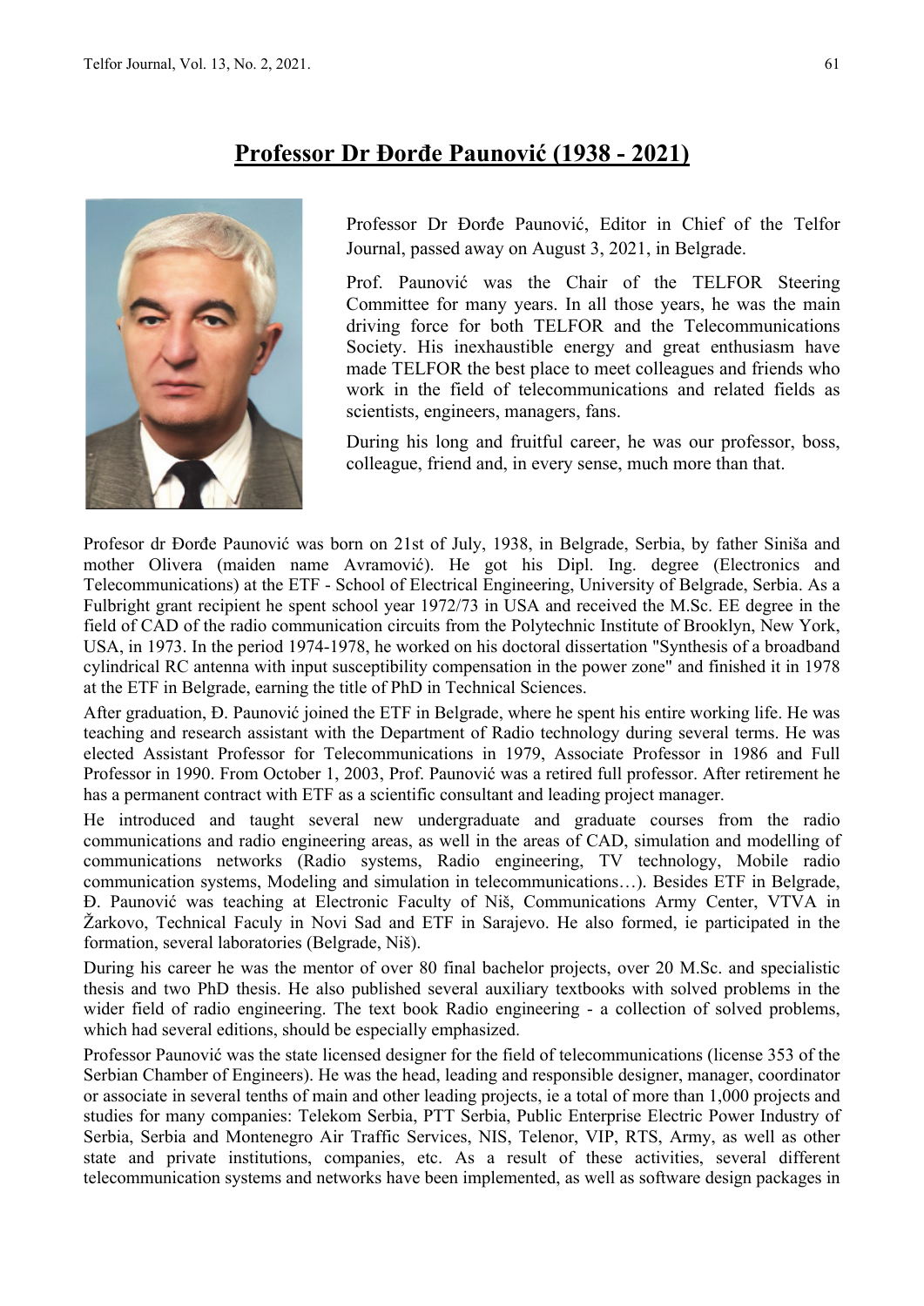# Professor Dr Đorđe Paunović (1938 - 2021)

Professor Dr Đorđe Paunović, Editor in Chief of the Telfor Journal, passed away on August 3, 2021, in Belgrade.

Prof. Paunović was the Chair of the TELFOR Steering Committee for many years. In all those years, he was the main driving force for both TELFOR and the Telecommunications Society. His inexhaustible energy and great enthusiasm have made TELFOR the best place to meet colleagues and friends who work in the field of telecommunications and related fields as scientists, engineers, managers, fans.

During his long and fruitful career, he was our professor, boss, colleague, friend and, in every sense, much more than that.

Profesor dr Đorđe Paunović was born on 21st of July, 1938, in Belgrade, Serbia, by father Siniša and mother Olivera (maiden name Avramović). He got his Dipl. Ing. degree (Electronics and Telecommunications) at the ETF - School of Electrical Engineering, University of Belgrade, Serbia. As a Fulbright grant recipient he spent school year 1972/73 in USA and received the M.Sc. EE degree in the field of CAD of the radio communication circuits from the Polytechnic Institute of Brooklyn, New York, USA, in 1973. In the period 1974-1978, he worked on his doctoral dissertation "Synthesis of a broadband cylindrical RC antenna with input susceptibility compensation in the power zone" and finished it in 1978 at the ETF in Belgrade, earning the title of PhD in Technical Sciences.

After graduation, Đ. Paunović joined the ETF in Belgrade, where he spent his entire working life. He was teaching and research assistant with the Department of Radio technology during several terms. He was elected Assistant Professor for Telecommunications in 1979, Associate Professor in 1986 and Full Professor in 1990. From October 1, 2003, Prof. Paunović was a retired full professor. After retirement he has a permanent contract with ETF as a scientific consultant and leading project manager.

He introduced and taught several new undergraduate and graduate courses from the radio communications and radio engineering areas, as well in the areas of CAD, simulation and modelling of communications networks (Radio systems, Radio engineering, TV technology, Mobile radio communication systems, Modeling and simulation in telecommunications…). Besides ETF in Belgrade, Đ. Paunović was teaching at Electronic Faculty of Niš, Communications Army Center, VTVA in Žarkovo, Technical Faculy in Novi Sad and ETF in Sarajevo. He also formed, ie participated in the formation, several laboratories (Belgrade, Niš).

During his career he was the mentor of over 80 final bachelor projects, over 20 M.Sc. and specialistic thesis and two PhD thesis. He also published several auxiliary textbooks with solved problems in the wider field of radio engineering. The text book Radio engineering - a collection of solved problems, which had several editions, should be especially emphasized.

Professor Paunović was the state licensed designer for the field of telecommunications (license 353 of the Serbian Chamber of Engineers). He was the head, leading and responsible designer, manager, coordinator or associate in several tenths of main and other leading projects, ie a total of more than 1,000 projects and studies for many companies: Telekom Serbia, PTT Serbia, Public Enterprise Electric Power Industry of Serbia, Serbia and Montenegro Air Traffic Services, NIS, Telenor, VIP, RTS, Army, as well as other state and private institutions, companies, etc. As a result of these activities, several different telecommunication systems and networks have been implemented, as well as software design packages in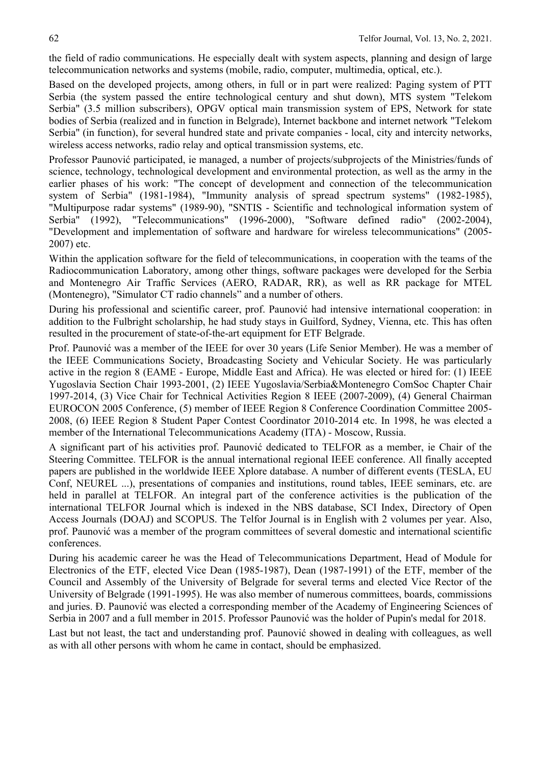the field of radio communications. He especially dealt with system aspects, planning and design of large telecommunication networks and systems (mobile, radio, computer, multimedia, optical, etc.).

Based on the developed projects, among others, in full or in part were realized: Paging system of PTT Serbia (the system passed the entire technological century and shut down), MTS system "Telekom Serbia" (3.5 million subscribers), OPGV optical main transmission system of EPS, Network for state bodies of Serbia (realized and in function in Belgrade), Internet backbone and internet network "Telekom Serbia" (in function), for several hundred state and private companies - local, city and intercity networks, wireless access networks, radio relay and optical transmission systems, etc.

Professor Paunović participated, ie managed, a number of projects/subprojects of the Ministries/funds of science, technology, technological development and environmental protection, as well as the army in the earlier phases of his work: "The concept of development and connection of the telecommunication system of Serbia" (1981-1984), "Immunity analysis of spread spectrum systems" (1982-1985), "Multipurpose radar systems" (1989-90), "SNTIS - Scientific and technological information system of Serbia" (1992), "Telecommunications" (1996-2000), "Software defined radio" (2002-2004), "Development and implementation of software and hardware for wireless telecommunications" (2005-2007) etc.

Within the application software for the field of telecommunications, in cooperation with the teams of the Radiocommunication Laboratory, among other things, software packages were developed for the Serbia and Montenegro Air Traffic Services (AERO, RADAR, RR), as well as RR package for MTEL (Montenegro), "Simulator CT radio channels" and a number of others.

During his professional and scientific career, prof. Paunović had intensive international cooperation: in addition to the Fulbright scholarship, he had study stays in Guilford, Sydney, Vienna, etc. This has often resulted in the procurement of state-of-the-art equipment for ETF Belgrade.

Prof. Paunović was a member of the IEEE for over 30 years (Life Senior Member). He was a member of the IEEE Communications Society, Broadcasting Society and Vehicular Society. He was particularly active in the region 8 (EAME - Europe, Middle East and Africa). He was elected or hired for: (1) IEEE Yugoslavia Section Chair 1993-2001, (2) IEEE Yugoslavia/Serbia&Montenegro ComSoc Chapter Chair 1997-2014, (3) Vice Chair for Technical Activities Region 8 IEEE (2007-2009), (4) General Chairman EUROCON 2005 Conference, (5) member of IEEE Region 8 Conference Coordination Committee 2005-2008, (6) IEEE Region 8 Student Paper Contest Coordinator 2010-2014 etc. In 1998, he was elected a member of the International Telecommunications Academy (ITA) - Moscow, Russia.

A significant part of his activities prof. Paunović dedicated to TELFOR as a member, ie Chair of the Steering Committee. TELFOR is the annual international regional IEEE conference. All finally accepted papers are published in the worldwide IEEE Xplore database. A number of different events (TESLA, EU Conf, NEUREL ...), presentations of companies and institutions, round tables, IEEE seminars, etc. are held in parallel at TELFOR. An integral part of the conference activities is the publication of the international TELFOR Journal which is indexed in the NBS database, SCI Index, Directory of Open Access Journals (DOAJ) and SCOPUS. The Telfor Journal is in English with 2 volumes per year. Also, prof. Paunović was a member of the program committees of several domestic and international scientific conferences.

During his academic career he was the Head of Telecommunications Department, Head of Module for Electronics of the ETF, elected Vice Dean (1985-1987), Dean (1987-1991) of the ETF, member of the Council and Assembly of the University of Belgrade for several terms and elected Vice Rector of the University of Belgrade (1991-1995). He was also member of numerous committees, boards, commissions and juries. Đ. Paunović was elected a corresponding member of the Academy of Engineering Sciences of Serbia in 2007 and a full member in 2015. Professor Paunović was the holder of Pupin's medal for 2018.

Last but not least, the tact and understanding prof. Paunović showed in dealing with colleagues, as well as with all other persons with whom he came in contact, should be emphasized.